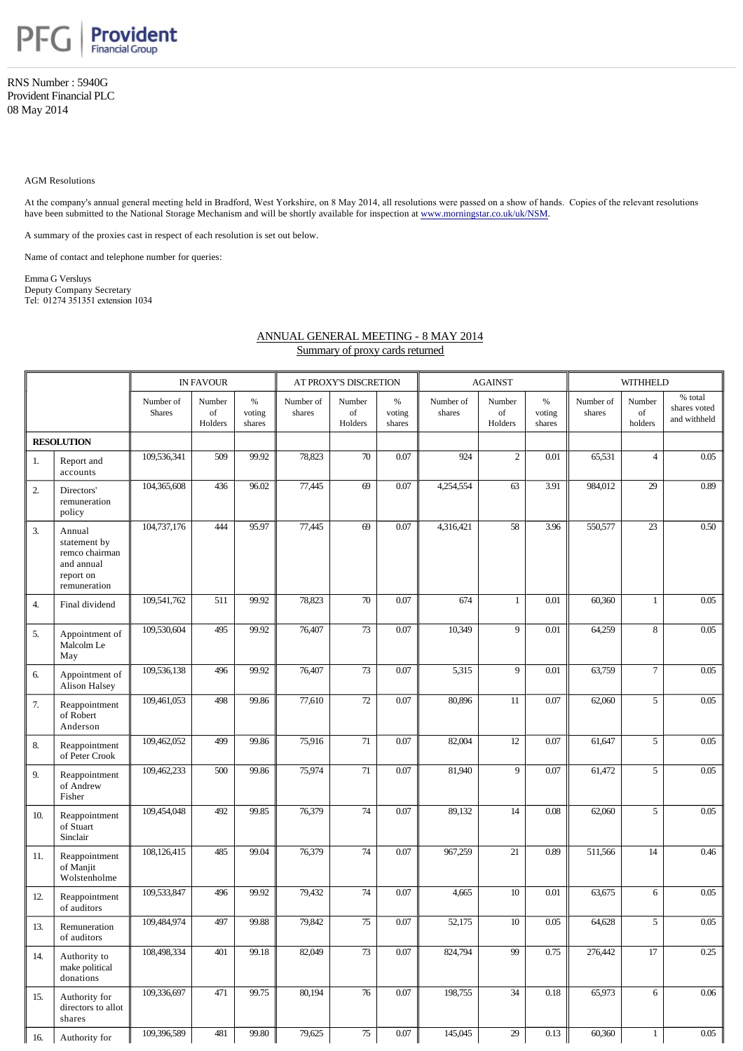PFG | Provident Financial Group

RNS Number : 5940G
Provident Financial PLC
08 May 2014

AGM Resolutions

At the company's annual general meeting held in Bradford, West Yorkshire, on 8 May 2014, all resolutions were passed on a show of hands. Copies of the relevant resolutions have been submitted to the National Storage Mechanism and will be shortly available for inspection at www.morningstar.co.uk/uk/NSM.

A summary of the proxies cast in respect of each resolution is set out below.

Name of contact and telephone number for queries:

Emma G Versluys
Deputy Company Secretary
Tel: 01274 351351 extension 1034

## ANNUAL GENERAL MEETING - 8 MAY 2014
### Summary of proxy cards returned

| | | IN FAVOUR | | | AT PROXY'S DISCRETION | | | AGAINST | | | WITHHELD | | |
|---|---|---|---|---|---|---|---|---|---|---|---|---|---|
| | | Number of Shares | Number of Holders | % voting shares | Number of shares | Number of Holders | % voting shares | Number of shares | Number of Holders | % voting shares | Number of shares | Number of holders | % total shares voted and withheld |
| **RESOLUTION** | | | | | | | | | | | | | |
| 1. | Report and accounts | 109,536,341 | 509 | 99.92 | 78,823 | 70 | 0.07 | 924 | 2 | 0.01 | 65,531 | 4 | 0.05 |
| 2. | Directors' remuneration policy | 104,365,608 | 436 | 96.02 | 77,445 | 69 | 0.07 | 4,254,554 | 63 | 3.91 | 984,012 | 29 | 0.89 |
| 3. | Annual statement by remco chairman and annual report on remuneration | 104,737,176 | 444 | 95.97 | 77,445 | 69 | 0.07 | 4,316,421 | 58 | 3.96 | 550,577 | 23 | 0.50 |
| 4. | Final dividend | 109,541,762 | 511 | 99.92 | 78,823 | 70 | 0.07 | 674 | 1 | 0.01 | 60,360 | 1 | 0.05 |
| 5. | Appointment of Malcolm Le May | 109,530,604 | 495 | 99.92 | 76,407 | 73 | 0.07 | 10,349 | 9 | 0.01 | 64,259 | 8 | 0.05 |
| 6. | Appointment of Alison Halsey | 109,536,138 | 496 | 99.92 | 76,407 | 73 | 0.07 | 5,315 | 9 | 0.01 | 63,759 | 7 | 0.05 |
| 7. | Reappointment of Robert Anderson | 109,461,053 | 498 | 99.86 | 77,610 | 72 | 0.07 | 80,896 | 11 | 0.07 | 62,060 | 5 | 0.05 |
| 8. | Reappointment of Peter Crook | 109,462,052 | 499 | 99.86 | 75,916 | 71 | 0.07 | 82,004 | 12 | 0.07 | 61,647 | 5 | 0.05 |
| 9. | Reappointment of Andrew Fisher | 109,462,233 | 500 | 99.86 | 75,974 | 71 | 0.07 | 81,940 | 9 | 0.07 | 61,472 | 5 | 0.05 |
| 10. | Reappointment of Stuart Sinclair | 109,454,048 | 492 | 99.85 | 76,379 | 74 | 0.07 | 89,132 | 14 | 0.08 | 62,060 | 5 | 0.05 |
| 11. | Reappointment of Manjit Wolstenholme | 108,126,415 | 485 | 99.04 | 76,379 | 74 | 0.07 | 967,259 | 21 | 0.89 | 511,566 | 14 | 0.46 |
| 12. | Reappointment of auditors | 109,533,847 | 496 | 99.92 | 79,432 | 74 | 0.07 | 4,665 | 10 | 0.01 | 63,675 | 6 | 0.05 |
| 13. | Remuneration of auditors | 109,484,974 | 497 | 99.88 | 79,842 | 75 | 0.07 | 52,175 | 10 | 0.05 | 64,628 | 5 | 0.05 |
| 14. | Authority to make political donations | 108,498,334 | 401 | 99.18 | 82,049 | 73 | 0.07 | 824,794 | 99 | 0.75 | 276,442 | 17 | 0.25 |
| 15. | Authority for directors to allot shares | 109,336,697 | 471 | 99.75 | 80,194 | 76 | 0.07 | 198,755 | 34 | 0.18 | 65,973 | 6 | 0.06 |
| 16. | Authority for | 109,396,589 | 481 | 99.80 | 79,625 | 75 | 0.07 | 145,045 | 29 | 0.13 | 60,360 | 1 | 0.05 |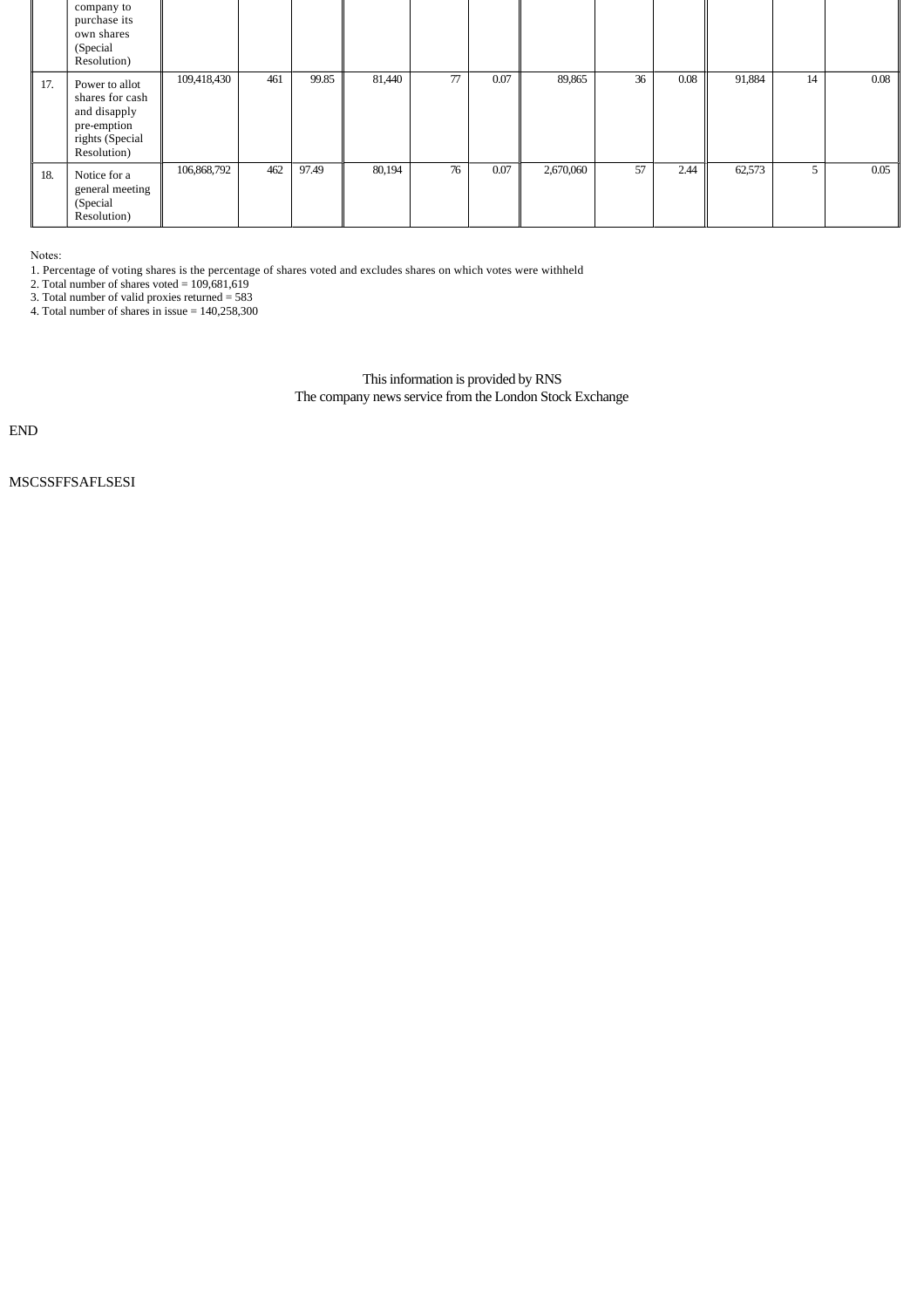| | | | | | | | | | | | | | |
|---|---|---|---|---|---|---|---|---|---|---|---|---|---|
| | company to purchase its own shares (Special Resolution) | | | | | | | | | | | | |
| 17. | Power to allot shares for cash and disapply pre-emption rights (Special Resolution) | 109,418,430 | 461 | 99.85 | 81,440 | 77 | 0.07 | 89,865 | 36 | 0.08 | 91,884 | 14 | 0.08 |
| 18. | Notice for a general meeting (Special Resolution) | 106,868,792 | 462 | 97.49 | 80,194 | 76 | 0.07 | 2,670,060 | 57 | 2.44 | 62,573 | 5 | 0.05 |

Notes:

1. Percentage of voting shares is the percentage of shares voted and excludes shares on which votes were withheld
2. Total number of shares voted = 109,681,619
3. Total number of valid proxies returned = 583
4. Total number of shares in issue = 140,258,300

This information is provided by RNS
The company news service from the London Stock Exchange

END

MSCSSFFSAFLSESI